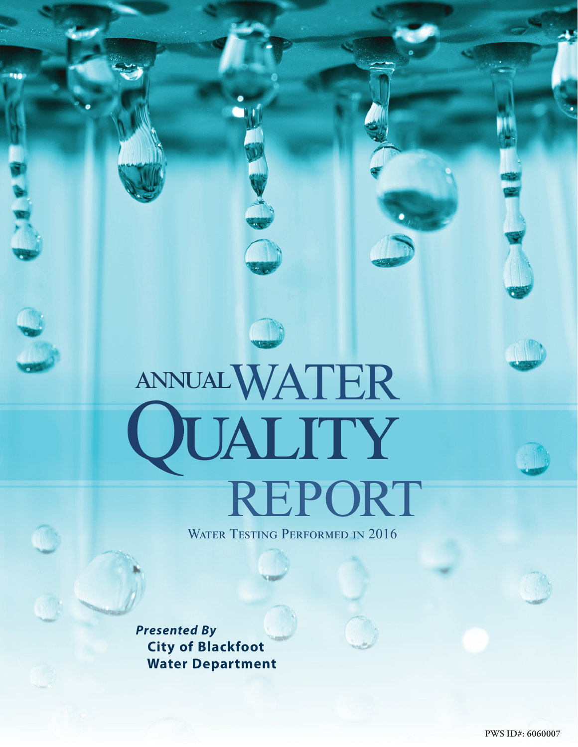# ANNUAL WATER QUALITY REPORT

WATER TESTING PERFORMED IN 2016

***Presented By***

**City of Blackfoot Water Department**

PWS ID#: 6060007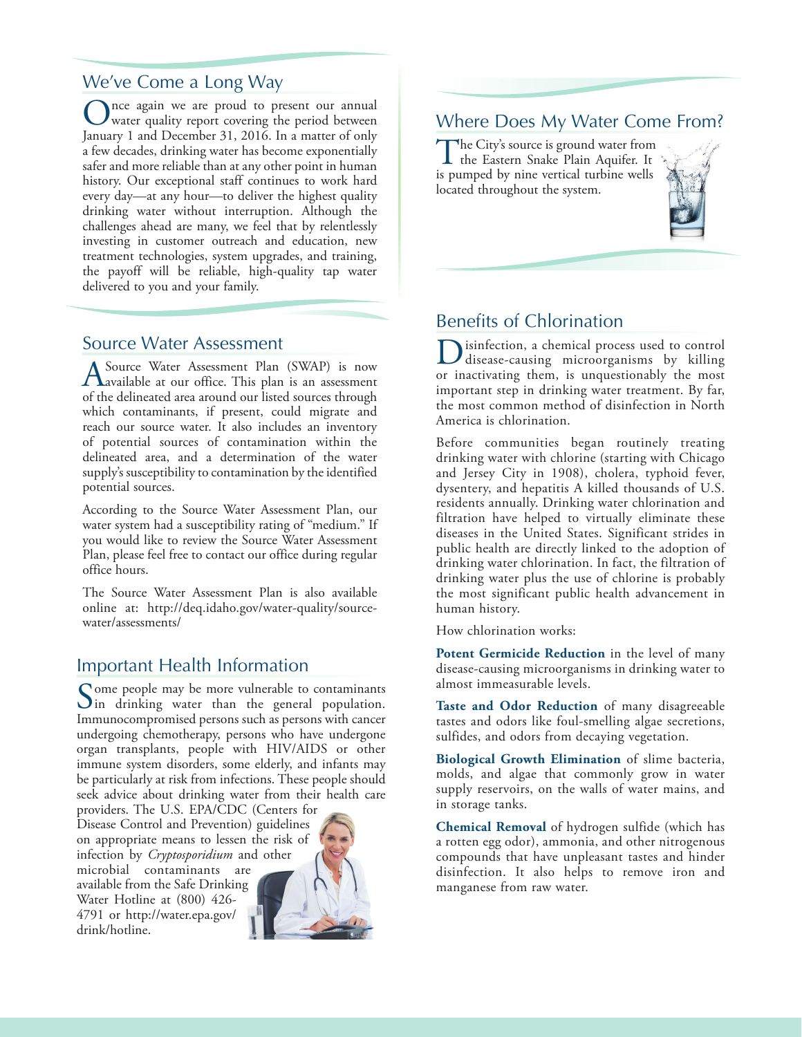## We've Come a Long Way

Once again we are proud to present our annual water quality report covering the period between January 1 and December 31, 2016. In a matter of only a few decades, drinking water has become exponentially safer and more reliable than at any other point in human history. Our exceptional staff continues to work hard every day—at any hour—to deliver the highest quality drinking water without interruption. Although the challenges ahead are many, we feel that by relentlessly investing in customer outreach and education, new treatment technologies, system upgrades, and training, the payoff will be reliable, high-quality tap water delivered to you and your family.

## Source Water Assessment

A Source Water Assessment Plan (SWAP) is now available at our office. This plan is an assessment of the delineated area around our listed sources through which contaminants, if present, could migrate and reach our source water. It also includes an inventory of potential sources of contamination within the delineated area, and a determination of the water supply's susceptibility to contamination by the identified potential sources.

According to the Source Water Assessment Plan, our water system had a susceptibility rating of "medium." If you would like to review the Source Water Assessment Plan, please feel free to contact our office during regular office hours.

The Source Water Assessment Plan is also available online at: http://deq.idaho.gov/water-quality/source-water/assessments/

## Important Health Information

Some people may be more vulnerable to contaminants in drinking water than the general population. Immunocompromised persons such as persons with cancer undergoing chemotherapy, persons who have undergone organ transplants, people with HIV/AIDS or other immune system disorders, some elderly, and infants may be particularly at risk from infections. These people should seek advice about drinking water from their health care providers. The U.S. EPA/CDC (Centers for Disease Control and Prevention) guidelines on appropriate means to lessen the risk of infection by *Cryptosporidium* and other microbial contaminants are available from the Safe Drinking Water Hotline at (800) 426-4791 or http://water.epa.gov/drink/hotline.

## Where Does My Water Come From?

The City's source is ground water from the Eastern Snake Plain Aquifer. It is pumped by nine vertical turbine wells located throughout the system.

## Benefits of Chlorination

Disinfection, a chemical process used to control disease-causing microorganisms by killing or inactivating them, is unquestionably the most important step in drinking water treatment. By far, the most common method of disinfection in North America is chlorination.

Before communities began routinely treating drinking water with chlorine (starting with Chicago and Jersey City in 1908), cholera, typhoid fever, dysentery, and hepatitis A killed thousands of U.S. residents annually. Drinking water chlorination and filtration have helped to virtually eliminate these diseases in the United States. Significant strides in public health are directly linked to the adoption of drinking water chlorination. In fact, the filtration of drinking water plus the use of chlorine is probably the most significant public health advancement in human history.

How chlorination works:

**Potent Germicide Reduction** in the level of many disease-causing microorganisms in drinking water to almost immeasurable levels.

**Taste and Odor Reduction** of many disagreeable tastes and odors like foul-smelling algae secretions, sulfides, and odors from decaying vegetation.

**Biological Growth Elimination** of slime bacteria, molds, and algae that commonly grow in water supply reservoirs, on the walls of water mains, and in storage tanks.

**Chemical Removal** of hydrogen sulfide (which has a rotten egg odor), ammonia, and other nitrogenous compounds that have unpleasant tastes and hinder disinfection. It also helps to remove iron and manganese from raw water.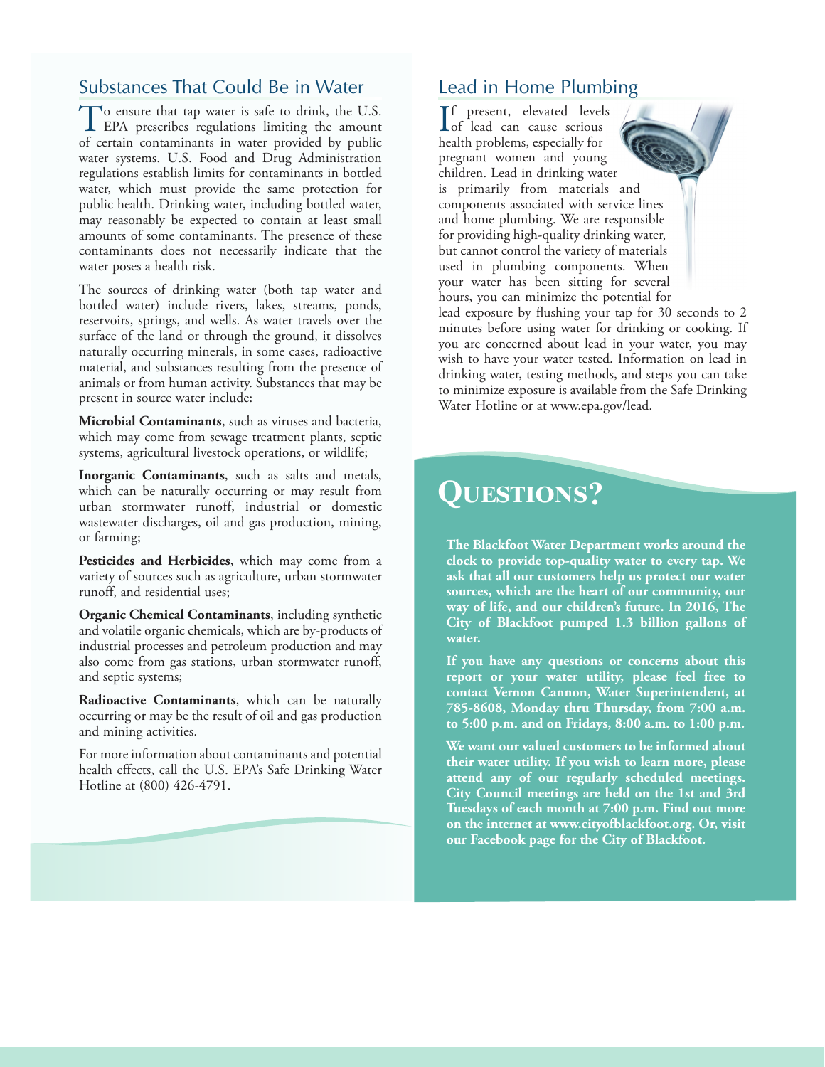## Substances That Could Be in Water

To ensure that tap water is safe to drink, the U.S. EPA prescribes regulations limiting the amount of certain contaminants in water provided by public water systems. U.S. Food and Drug Administration regulations establish limits for contaminants in bottled water, which must provide the same protection for public health. Drinking water, including bottled water, may reasonably be expected to contain at least small amounts of some contaminants. The presence of these contaminants does not necessarily indicate that the water poses a health risk.

The sources of drinking water (both tap water and bottled water) include rivers, lakes, streams, ponds, reservoirs, springs, and wells. As water travels over the surface of the land or through the ground, it dissolves naturally occurring minerals, in some cases, radioactive material, and substances resulting from the presence of animals or from human activity. Substances that may be present in source water include:

**Microbial Contaminants**, such as viruses and bacteria, which may come from sewage treatment plants, septic systems, agricultural livestock operations, or wildlife;

**Inorganic Contaminants**, such as salts and metals, which can be naturally occurring or may result from urban stormwater runoff, industrial or domestic wastewater discharges, oil and gas production, mining, or farming;

**Pesticides and Herbicides**, which may come from a variety of sources such as agriculture, urban stormwater runoff, and residential uses;

**Organic Chemical Contaminants**, including synthetic and volatile organic chemicals, which are by-products of industrial processes and petroleum production and may also come from gas stations, urban stormwater runoff, and septic systems;

**Radioactive Contaminants**, which can be naturally occurring or may be the result of oil and gas production and mining activities.

For more information about contaminants and potential health effects, call the U.S. EPA's Safe Drinking Water Hotline at (800) 426-4791.

## Lead in Home Plumbing

If present, elevated levels of lead can cause serious health problems, especially for pregnant women and young children. Lead in drinking water is primarily from materials and components associated with service lines and home plumbing. We are responsible for providing high-quality drinking water, but cannot control the variety of materials used in plumbing components. When your water has been sitting for several hours, you can minimize the potential for lead exposure by flushing your tap for 30 seconds to 2 minutes before using water for drinking or cooking. If you are concerned about lead in your water, you may wish to have your water tested. Information on lead in drinking water, testing methods, and steps you can take to minimize exposure is available from the Safe Drinking Water Hotline or at www.epa.gov/lead.

## Questions?

**The Blackfoot Water Department works around the clock to provide top-quality water to every tap. We ask that all our customers help us protect our water sources, which are the heart of our community, our way of life, and our children's future. In 2016, The City of Blackfoot pumped 1.3 billion gallons of water.**

**If you have any questions or concerns about this report or your water utility, please feel free to contact Vernon Cannon, Water Superintendent, at 785-8608, Monday thru Thursday, from 7:00 a.m. to 5:00 p.m. and on Fridays, 8:00 a.m. to 1:00 p.m.**

**We want our valued customers to be informed about their water utility. If you wish to learn more, please attend any of our regularly scheduled meetings. City Council meetings are held on the 1st and 3rd Tuesdays of each month at 7:00 p.m. Find out more on the internet at www.cityofblackfoot.org. Or, visit our Facebook page for the City of Blackfoot.**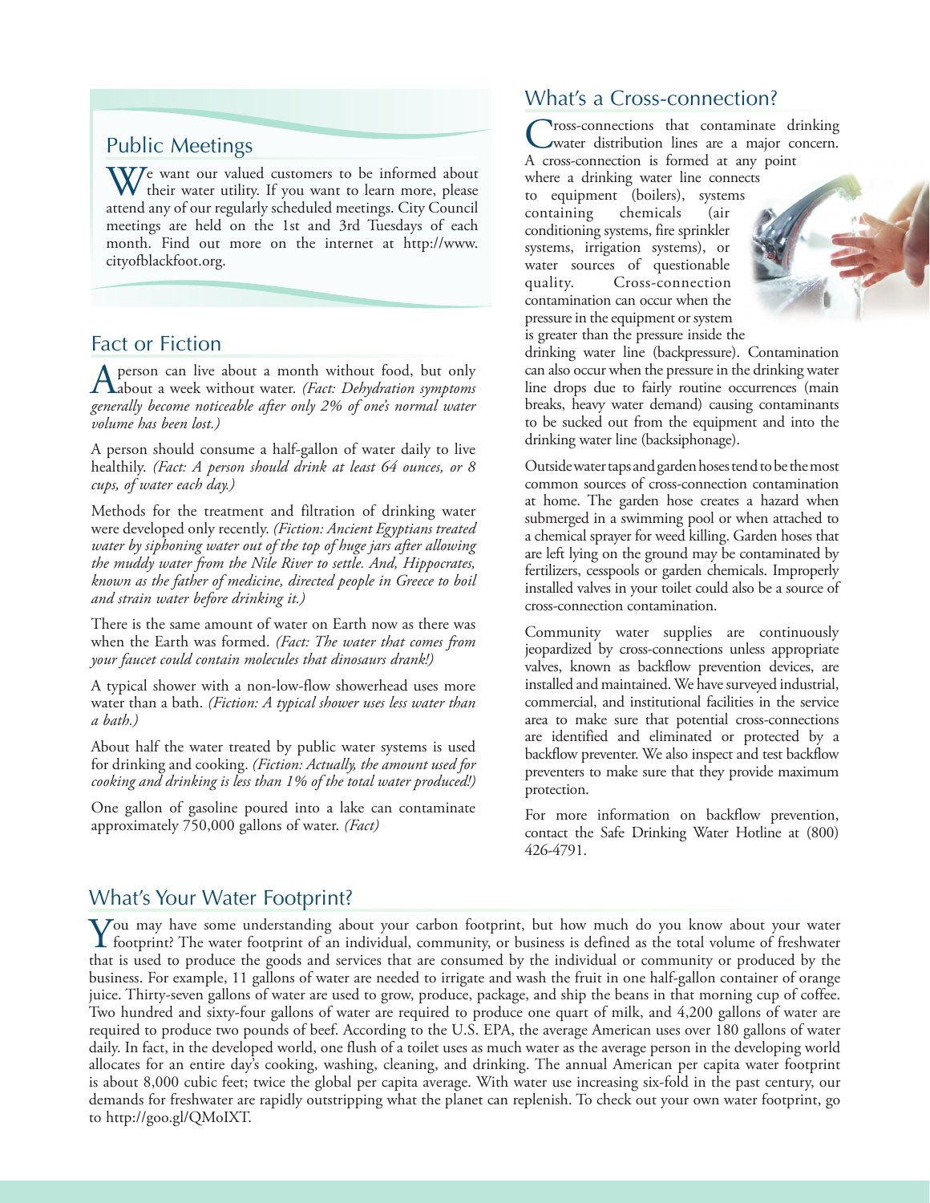## Public Meetings

We want our valued customers to be informed about their water utility. If you want to learn more, please attend any of our regularly scheduled meetings. City Council meetings are held on the 1st and 3rd Tuesdays of each month. Find out more on the internet at http://www.cityofblackfoot.org.

## Fact or Fiction

A person can live about a month without food, but only about a week without water. *(Fact: Dehydration symptoms generally become noticeable after only 2% of one's normal water volume has been lost.)*

A person should consume a half-gallon of water daily to live healthily. *(Fact: A person should drink at least 64 ounces, or 8 cups, of water each day.)*

Methods for the treatment and filtration of drinking water were developed only recently. *(Fiction: Ancient Egyptians treated water by siphoning water out of the top of huge jars after allowing the muddy water from the Nile River to settle. And, Hippocrates, known as the father of medicine, directed people in Greece to boil and strain water before drinking it.)*

There is the same amount of water on Earth now as there was when the Earth was formed. *(Fact: The water that comes from your faucet could contain molecules that dinosaurs drank!)*

A typical shower with a non-low-flow showerhead uses more water than a bath. *(Fiction: A typical shower uses less water than a bath.)*

About half the water treated by public water systems is used for drinking and cooking. *(Fiction: Actually, the amount used for cooking and drinking is less than 1% of the total water produced!)*

One gallon of gasoline poured into a lake can contaminate approximately 750,000 gallons of water. *(Fact)*

## What's a Cross-connection?

Cross-connections that contaminate drinking water distribution lines are a major concern. A cross-connection is formed at any point where a drinking water line connects to equipment (boilers), systems containing chemicals (air conditioning systems, fire sprinkler systems, irrigation systems), or water sources of questionable quality. Cross-connection contamination can occur when the pressure in the equipment or system is greater than the pressure inside the drinking water line (backpressure). Contamination can also occur when the pressure in the drinking water line drops due to fairly routine occurrences (main breaks, heavy water demand) causing contaminants to be sucked out from the equipment and into the drinking water line (backsiphonage).

Outside water taps and garden hoses tend to be the most common sources of cross-connection contamination at home. The garden hose creates a hazard when submerged in a swimming pool or when attached to a chemical sprayer for weed killing. Garden hoses that are left lying on the ground may be contaminated by fertilizers, cesspools or garden chemicals. Improperly installed valves in your toilet could also be a source of cross-connection contamination.

Community water supplies are continuously jeopardized by cross-connections unless appropriate valves, known as backflow prevention devices, are installed and maintained. We have surveyed industrial, commercial, and institutional facilities in the service area to make sure that potential cross-connections are identified and eliminated or protected by a backflow preventer. We also inspect and test backflow preventers to make sure that they provide maximum protection.

For more information on backflow prevention, contact the Safe Drinking Water Hotline at (800) 426-4791.

## What's Your Water Footprint?

You may have some understanding about your carbon footprint, but how much do you know about your water footprint? The water footprint of an individual, community, or business is defined as the total volume of freshwater that is used to produce the goods and services that are consumed by the individual or community or produced by the business. For example, 11 gallons of water are needed to irrigate and wash the fruit in one half-gallon container of orange juice. Thirty-seven gallons of water are used to grow, produce, package, and ship the beans in that morning cup of coffee. Two hundred and sixty-four gallons of water are required to produce one quart of milk, and 4,200 gallons of water are required to produce two pounds of beef. According to the U.S. EPA, the average American uses over 180 gallons of water daily. In fact, in the developed world, one flush of a toilet uses as much water as the average person in the developing world allocates for an entire day's cooking, washing, cleaning, and drinking. The annual American per capita water footprint is about 8,000 cubic feet; twice the global per capita average. With water use increasing six-fold in the past century, our demands for freshwater are rapidly outstripping what the planet can replenish. To check out your own water footprint, go to http://goo.gl/QMoIXT.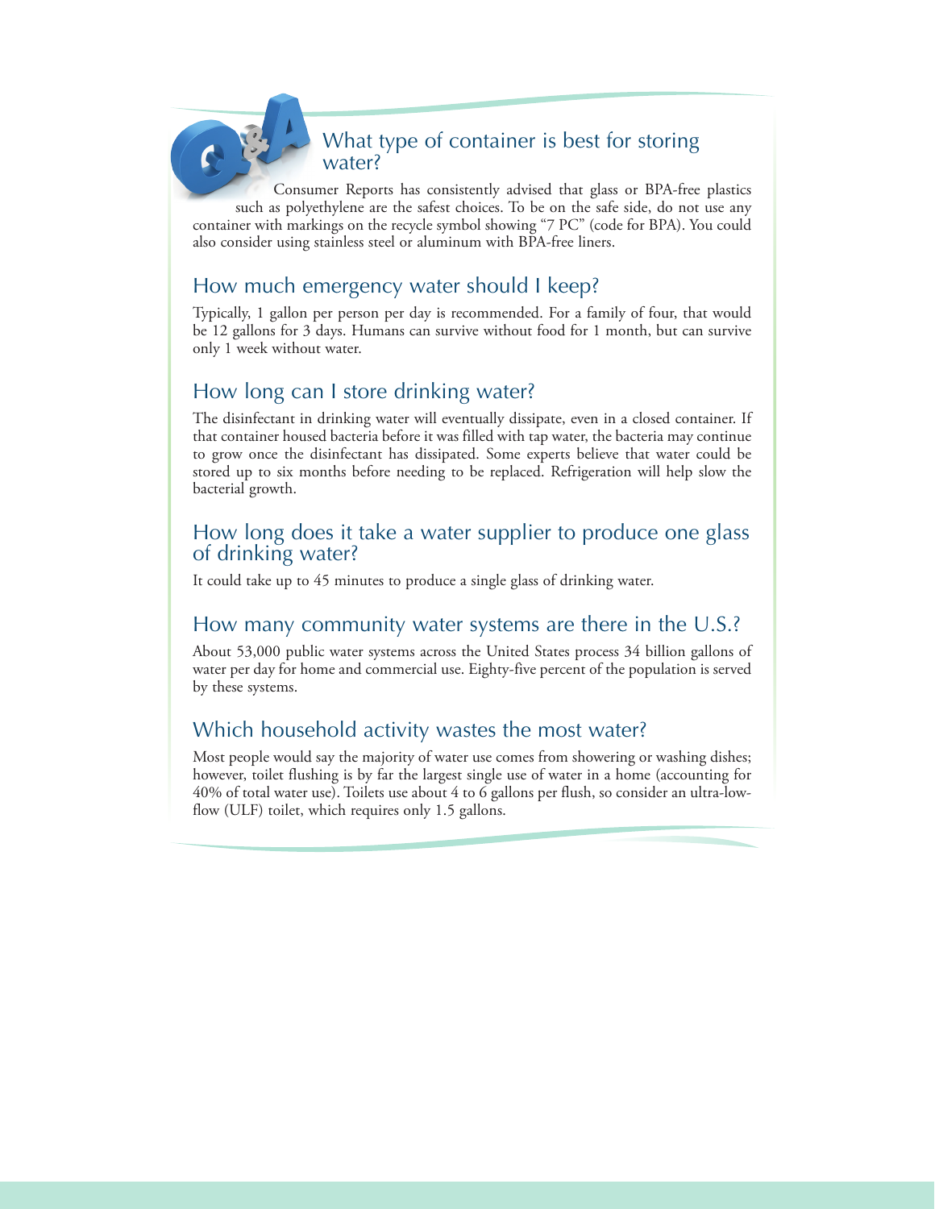## What type of container is best for storing water?

Consumer Reports has consistently advised that glass or BPA-free plastics such as polyethylene are the safest choices. To be on the safe side, do not use any container with markings on the recycle symbol showing "7 PC" (code for BPA). You could also consider using stainless steel or aluminum with BPA-free liners.

## How much emergency water should I keep?

Typically, 1 gallon per person per day is recommended. For a family of four, that would be 12 gallons for 3 days. Humans can survive without food for 1 month, but can survive only 1 week without water.

## How long can I store drinking water?

The disinfectant in drinking water will eventually dissipate, even in a closed container. If that container housed bacteria before it was filled with tap water, the bacteria may continue to grow once the disinfectant has dissipated. Some experts believe that water could be stored up to six months before needing to be replaced. Refrigeration will help slow the bacterial growth.

## How long does it take a water supplier to produce one glass of drinking water?

It could take up to 45 minutes to produce a single glass of drinking water.

## How many community water systems are there in the U.S.?

About 53,000 public water systems across the United States process 34 billion gallons of water per day for home and commercial use. Eighty-five percent of the population is served by these systems.

## Which household activity wastes the most water?

Most people would say the majority of water use comes from showering or washing dishes; however, toilet flushing is by far the largest single use of water in a home (accounting for 40% of total water use). Toilets use about 4 to 6 gallons per flush, so consider an ultra-low-flow (ULF) toilet, which requires only 1.5 gallons.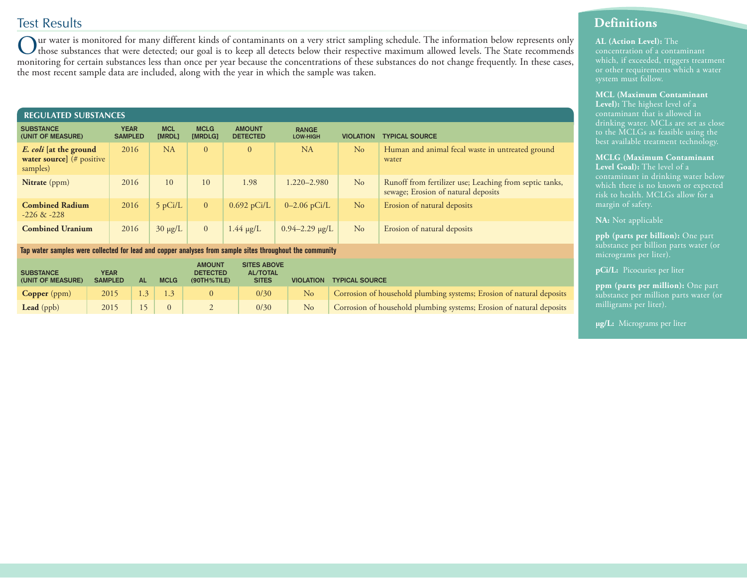## Test Results

Our water is monitored for many different kinds of contaminants on a very strict sampling schedule. The information below represents only those substances that were detected; our goal is to keep all detects below their respective maximum allowed levels. The State recommends monitoring for certain substances less than once per year because the concentrations of these substances do not change frequently. In these cases, the most recent sample data are included, along with the year in which the sample was taken.

### REGULATED SUBSTANCES

| SUBSTANCE (UNIT OF MEASURE) | YEAR SAMPLED | MCL [MRDL] | MCLG [MRDLG] | AMOUNT DETECTED | RANGE LOW-HIGH | VIOLATION | TYPICAL SOURCE |
|---|---|---|---|---|---|---|---|
| ***E. coli* [at the ground water source]** (# positive samples) | 2016 | NA | 0 | 0 | NA | No | Human and animal fecal waste in untreated ground water |
| **Nitrate** (ppm) | 2016 | 10 | 10 | 1.98 | 1.220–2.980 | No | Runoff from fertilizer use; Leaching from septic tanks, sewage; Erosion of natural deposits |
| **Combined Radium** -226 & -228 | 2016 | 5 pCi/L | 0 | 0.692 pCi/L | 0–2.06 pCi/L | No | Erosion of natural deposits |
| **Combined Uranium** | 2016 | 30 µg/L | 0 | 1.44 µg/L | 0.94–2.29 µg/L | No | Erosion of natural deposits |

**Tap water samples were collected for lead and copper analyses from sample sites throughout the community**

| SUBSTANCE (UNIT OF MEASURE) | YEAR SAMPLED | AL | MCLG | AMOUNT DETECTED (90TH%TILE) | SITES ABOVE AL/TOTAL SITES | VIOLATION | TYPICAL SOURCE |
|---|---|---|---|---|---|---|---|
| **Copper** (ppm) | 2015 | 1.3 | 1.3 | 0 | 0/30 | No | Corrosion of household plumbing systems; Erosion of natural deposits |
| **Lead** (ppb) | 2015 | 15 | 0 | 2 | 0/30 | No | Corrosion of household plumbing systems; Erosion of natural deposits |

## Definitions

**AL (Action Level):** The concentration of a contaminant which, if exceeded, triggers treatment or other requirements which a water system must follow.

**MCL (Maximum Contaminant Level):** The highest level of a contaminant that is allowed in drinking water. MCLs are set as close to the MCLGs as feasible using the best available treatment technology.

**MCLG (Maximum Contaminant Level Goal):** The level of a contaminant in drinking water below which there is no known or expected risk to health. MCLGs allow for a margin of safety.

**NA:** Not applicable

**ppb (parts per billion):** One part substance per billion parts water (or micrograms per liter).

**pCi/L:** Picocuries per liter

**ppm (parts per million):** One part substance per million parts water (or milligrams per liter).

**µg/L:** Micrograms per liter